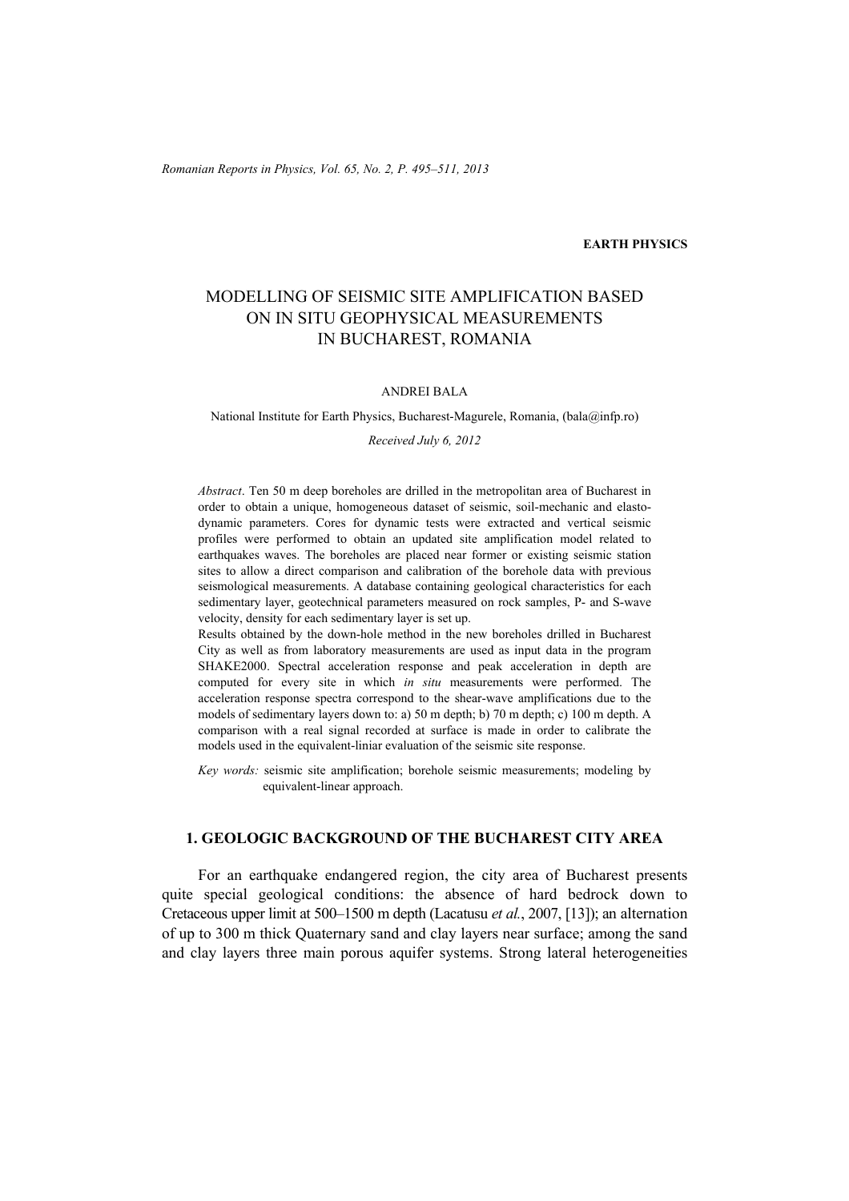EARTH PHYSICS

# MODELLING OF SEISMIC SITE AMPLIFICATION BASED ON IN SITU GEOPHYSICAL MEASUREMENTS IN BUCHAREST, ROMANIA

ANDREI BALA

National Institute for Earth Physics, Bucharest-Magurele, Romania, (bala@infp.ro)

*Received July 6, 2012*

*Abstract*. Ten 50 m deep boreholes are drilled in the metropolitan area of Bucharest in order to obtain a unique, homogeneous dataset of seismic, soil-mechanic and elasto-dynamic parameters. Cores for dynamic tests were extracted and vertical seismic profiles were performed to obtain an updated site amplification model related to earthquakes waves. The boreholes are placed near former or existing seismic station sites to allow a direct comparison and calibration of the borehole data with previous seismological measurements. A database containing geological characteristics for each sedimentary layer, geotechnical parameters measured on rock samples, P- and S-wave velocity, density for each sedimentary layer is set up.

Results obtained by the down-hole method in the new boreholes drilled in Bucharest City as well as from laboratory measurements are used as input data in the program SHAKE2000. Spectral acceleration response and peak acceleration in depth are computed for every site in which *in situ* measurements were performed. The acceleration response spectra correspond to the shear-wave amplifications due to the models of sedimentary layers down to: a) 50 m depth; b) 70 m depth; c) 100 m depth. A comparison with a real signal recorded at surface is made in order to calibrate the models used in the equivalent-liniar evaluation of the seismic site response.

*Key words:* seismic site amplification; borehole seismic measurements; modeling by equivalent-linear approach.

## 1. GEOLOGIC BACKGROUND OF THE BUCHAREST CITY AREA

For an earthquake endangered region, the city area of Bucharest presents quite special geological conditions: the absence of hard bedrock down to Cretaceous upper limit at 500–1500 m depth (Lacatusu *et al.*, 2007, [13]); an alternation of up to 300 m thick Quaternary sand and clay layers near surface; among the sand and clay layers three main porous aquifer systems. Strong lateral heterogeneities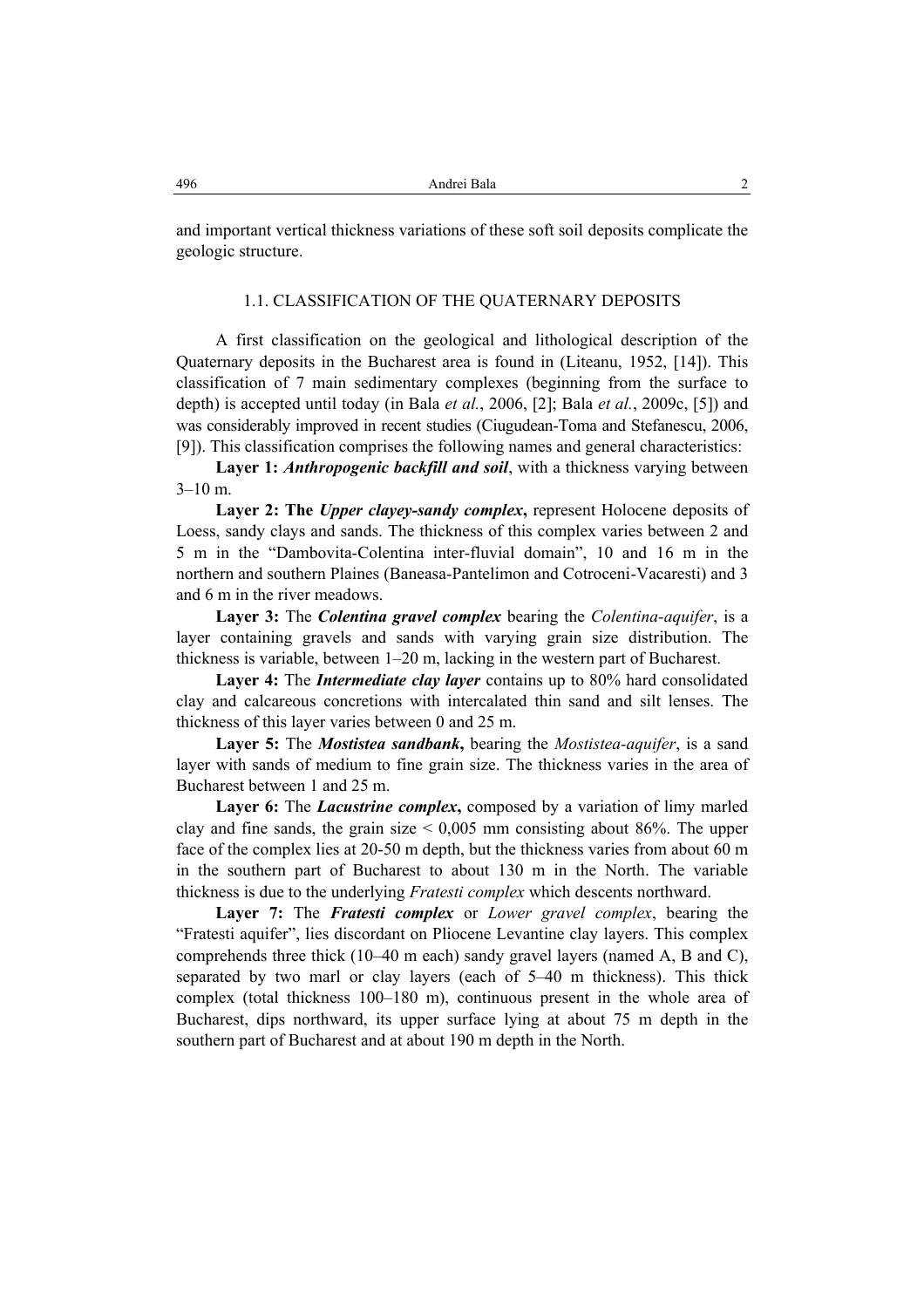and important vertical thickness variations of these soft soil deposits complicate the geologic structure.

### 1.1. CLASSIFICATION OF THE QUATERNARY DEPOSITS

A first classification on the geological and lithological description of the Quaternary deposits in the Bucharest area is found in (Liteanu, 1952, [14]). This classification of 7 main sedimentary complexes (beginning from the surface to depth) is accepted until today (in Bala *et al.*, 2006, [2]; Bala *et al.*, 2009c, [5]) and was considerably improved in recent studies (Ciugudean-Toma and Stefanescu, 2006, [9]). This classification comprises the following names and general characteristics:

**Layer 1:** ***Anthropogenic backfill and soil***, with a thickness varying between 3–10 m.

**Layer 2: The *Upper clayey-sandy complex*,** represent Holocene deposits of Loess, sandy clays and sands. The thickness of this complex varies between 2 and 5 m in the "Dambovita-Colentina inter-fluvial domain", 10 and 16 m in the northern and southern Plaines (Baneasa-Pantelimon and Cotroceni-Vacaresti) and 3 and 6 m in the river meadows.

**Layer 3:** The ***Colentina gravel complex*** bearing the *Colentina-aquifer*, is a layer containing gravels and sands with varying grain size distribution. The thickness is variable, between 1–20 m, lacking in the western part of Bucharest.

**Layer 4:** The ***Intermediate clay layer*** contains up to 80% hard consolidated clay and calcareous concretions with intercalated thin sand and silt lenses. The thickness of this layer varies between 0 and 25 m.

**Layer 5:** The ***Mostistea sandbank*,** bearing the *Mostistea-aquifer*, is a sand layer with sands of medium to fine grain size. The thickness varies in the area of Bucharest between 1 and 25 m.

**Layer 6:** The ***Lacustrine complex*,** composed by a variation of limy marled clay and fine sands, the grain size < 0,005 mm consisting about 86%. The upper face of the complex lies at 20-50 m depth, but the thickness varies from about 60 m in the southern part of Bucharest to about 130 m in the North. The variable thickness is due to the underlying *Fratesti complex* which descents northward.

**Layer 7:** The ***Fratesti complex*** or *Lower gravel complex*, bearing the "Fratesti aquifer", lies discordant on Pliocene Levantine clay layers. This complex comprehends three thick (10–40 m each) sandy gravel layers (named A, B and C), separated by two marl or clay layers (each of 5–40 m thickness). This thick complex (total thickness 100–180 m), continuous present in the whole area of Bucharest, dips northward, its upper surface lying at about 75 m depth in the southern part of Bucharest and at about 190 m depth in the North.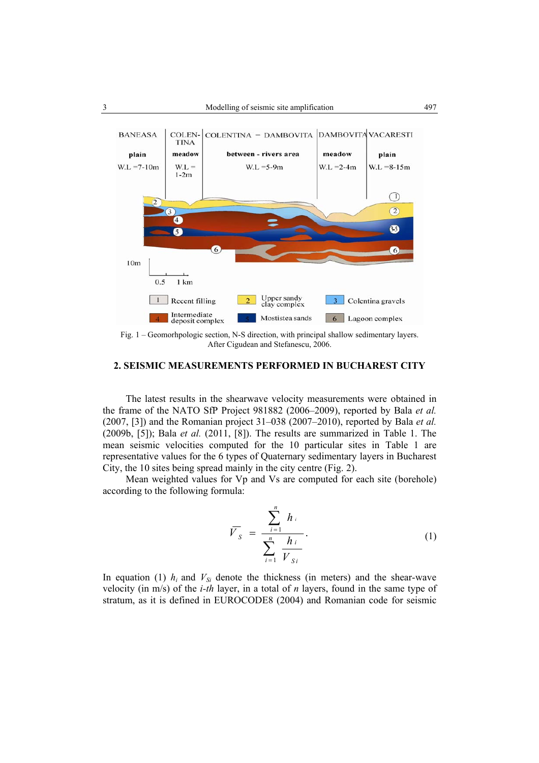Fig. 1 – Geomorhpologic section, N-S direction, with principal shallow sedimentary layers. After Cigudean and Stefanescu, 2006.

## 2. SEISMIC MEASUREMENTS PERFORMED IN BUCHAREST CITY

The latest results in the shearwave velocity measurements were obtained in the frame of the NATO SfP Project 981882 (2006–2009), reported by Bala *et al.* (2007, [3]) and the Romanian project 31–038 (2007–2010), reported by Bala *et al.* (2009b, [5]); Bala *et al.* (2011, [8]). The results are summarized in Table 1. The mean seismic velocities computed for the 10 particular sites in Table 1 are representative values for the 6 types of Quaternary sedimentary layers in Bucharest City, the 10 sites being spread mainly in the city centre (Fig. 2).

Mean weighted values for Vp and Vs are computed for each site (borehole) according to the following formula:

$$\overline{V_S} = \frac{\sum_{i=1}^{n} h_i}{\sum_{i=1}^{n} \frac{h_i}{V_{Si}}}. \tag{1}$$

In equation (1) $h_i$ and $V_{Si}$ denote the thickness (in meters) and the shear-wave velocity (in m/s) of the *i-th* layer, in a total of *n* layers, found in the same type of stratum, as it is defined in EUROCODE8 (2004) and Romanian code for seismic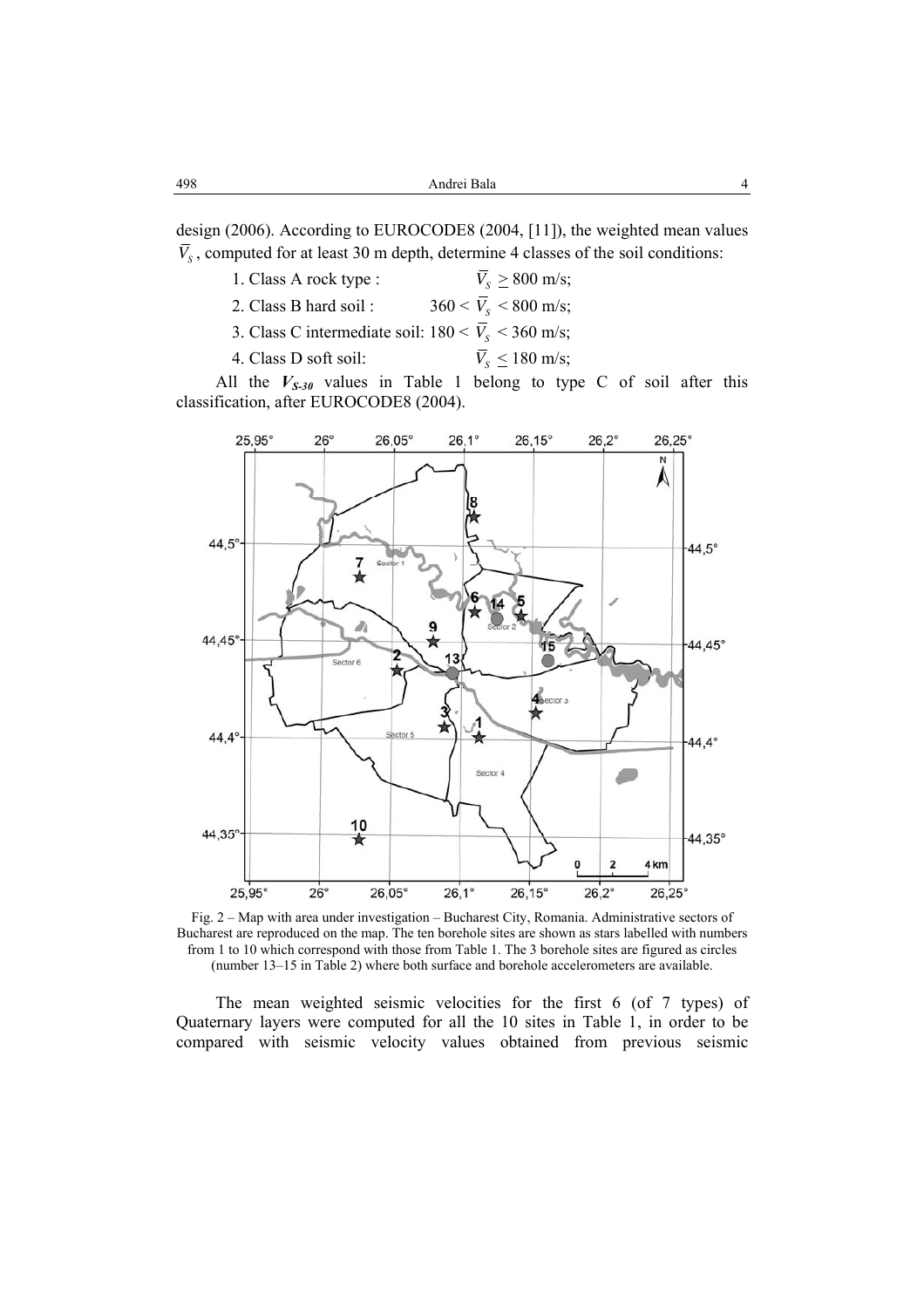design (2006). According to EUROCODE8 (2004, [11]), the weighted mean values $\overline{V}_S$, computed for at least 30 m depth, determine 4 classes of the soil conditions:

1. Class A rock type : $\overline{V}_S \geq 800$ m/s;
2. Class B hard soil : $360 < \overline{V}_S < 800$ m/s;
3. Class C intermediate soil: $180 < \overline{V}_S < 360$ m/s;
4. Class D soft soil: $\overline{V}_S \leq 180$ m/s;

All the $V_{S\text{-}30}$ values in Table 1 belong to type C of soil after this classification, after EUROCODE8 (2004).

Fig. 2 – Map with area under investigation – Bucharest City, Romania. Administrative sectors of Bucharest are reproduced on the map. The ten borehole sites are shown as stars labelled with numbers from 1 to 10 which correspond with those from Table 1. The 3 borehole sites are figured as circles (number 13–15 in Table 2) where both surface and borehole accelerometers are available.

The mean weighted seismic velocities for the first 6 (of 7 types) of Quaternary layers were computed for all the 10 sites in Table 1, in order to be compared with seismic velocity values obtained from previous seismic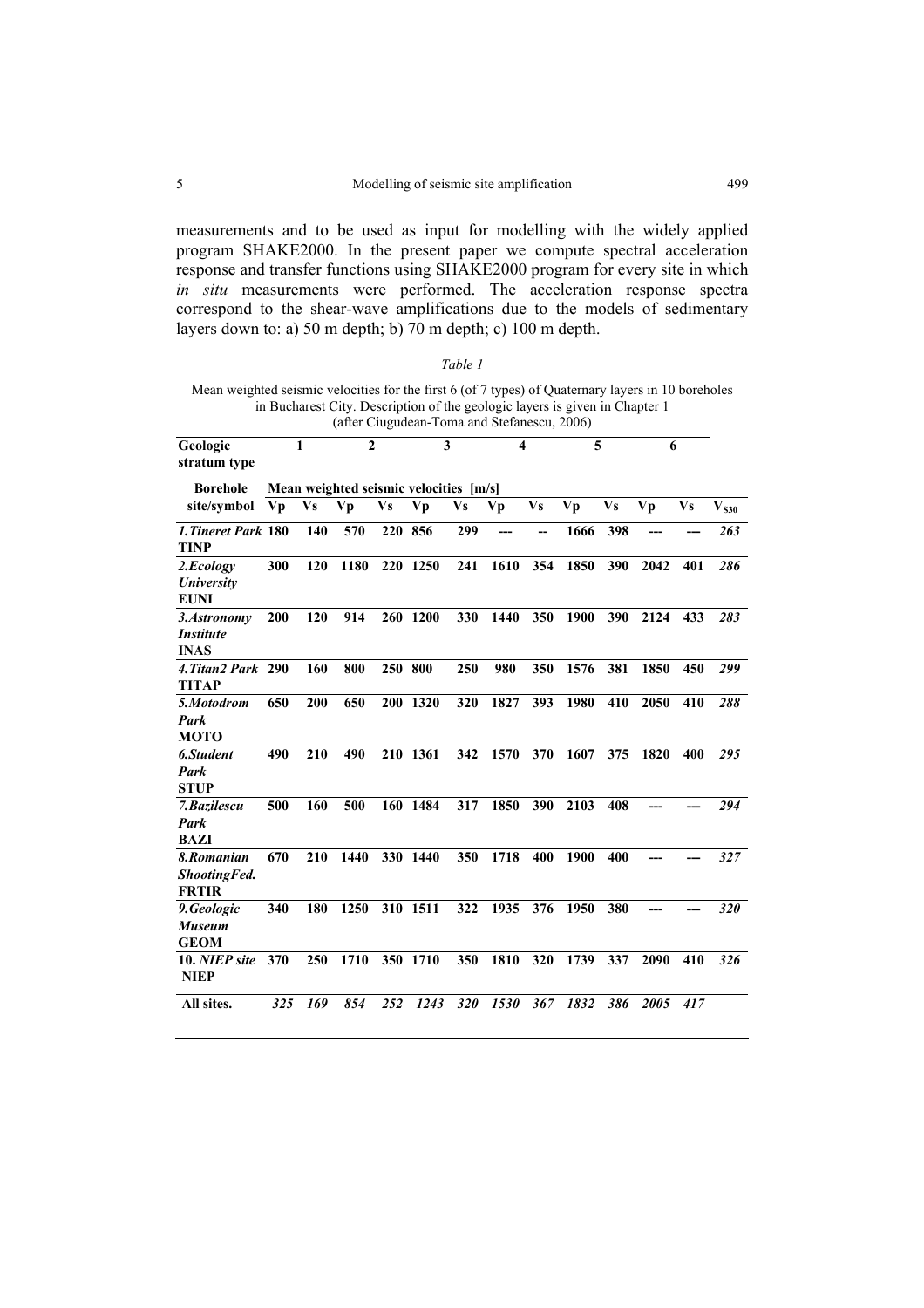measurements and to be used as input for modelling with the widely applied program SHAKE2000. In the present paper we compute spectral acceleration response and transfer functions using SHAKE2000 program for every site in which *in situ* measurements were performed. The acceleration response spectra correspond to the shear-wave amplifications due to the models of sedimentary layers down to: a) 50 m depth; b) 70 m depth; c) 100 m depth.

*Table 1*

Mean weighted seismic velocities for the first 6 (of 7 types) of Quaternary layers in 10 boreholes in Bucharest City. Description of the geologic layers is given in Chapter 1 (after Ciugudean-Toma and Stefanescu, 2006)

| Geologic stratum type | 1 | | 2 | | 3 | | 4 | | 5 | | 6 | | |
|---|---|---|---|---|---|---|---|---|---|---|---|---|---|
| **Borehole site/symbol** | **Mean weighted seismic velocities [m/s]** | | | | | | | | | | | | |
| | **Vp** | **Vs** | **Vp** | **Vs** | **Vp** | **Vs** | **Vp** | **Vs** | **Vp** | **Vs** | **Vp** | **Vs** | $V_{S30}$ |
| ***1.Tineret Park* TINP** | **180** | **140** | **570** | **220** | **856** | **299** | **---** | **--** | **1666** | **398** | **---** | **---** | ***263*** |
| ***2.Ecology University* EUNI** | **300** | **120** | **1180** | **220** | **1250** | **241** | **1610** | **354** | **1850** | **390** | **2042** | **401** | ***286*** |
| ***3.Astronomy Institute* INAS** | **200** | **120** | **914** | **260** | **1200** | **330** | **1440** | **350** | **1900** | **390** | **2124** | **433** | ***283*** |
| ***4.Titan2 Park* TITAP** | **290** | **160** | **800** | **250** | **800** | **250** | **980** | **350** | **1576** | **381** | **1850** | **450** | ***299*** |
| ***5.Motodrom Park* MOTO** | **650** | **200** | **650** | **200** | **1320** | **320** | **1827** | **393** | **1980** | **410** | **2050** | **410** | ***288*** |
| ***6.Student Park* STUP** | **490** | **210** | **490** | **210** | **1361** | **342** | **1570** | **370** | **1607** | **375** | **1820** | **400** | ***295*** |
| ***7.Bazilescu Park* BAZI** | **500** | **160** | **500** | **160** | **1484** | **317** | **1850** | **390** | **2103** | **408** | **---** | **---** | ***294*** |
| ***8.Romanian ShootingFed.* FRTIR** | **670** | **210** | **1440** | **330** | **1440** | **350** | **1718** | **400** | **1900** | **400** | **---** | **---** | ***327*** |
| ***9.Geologic Museum* GEOM** | **340** | **180** | **1250** | **310** | **1511** | **322** | **1935** | **376** | **1950** | **380** | **---** | **---** | ***320*** |
| **10. *NIEP site* NIEP** | **370** | **250** | **1710** | **350** | **1710** | **350** | **1810** | **320** | **1739** | **337** | **2090** | **410** | ***326*** |
| **All sites.** | ***325*** | ***169*** | ***854*** | ***252*** | ***1243*** | ***320*** | ***1530*** | ***367*** | ***1832*** | ***386*** | ***2005*** | ***417*** | |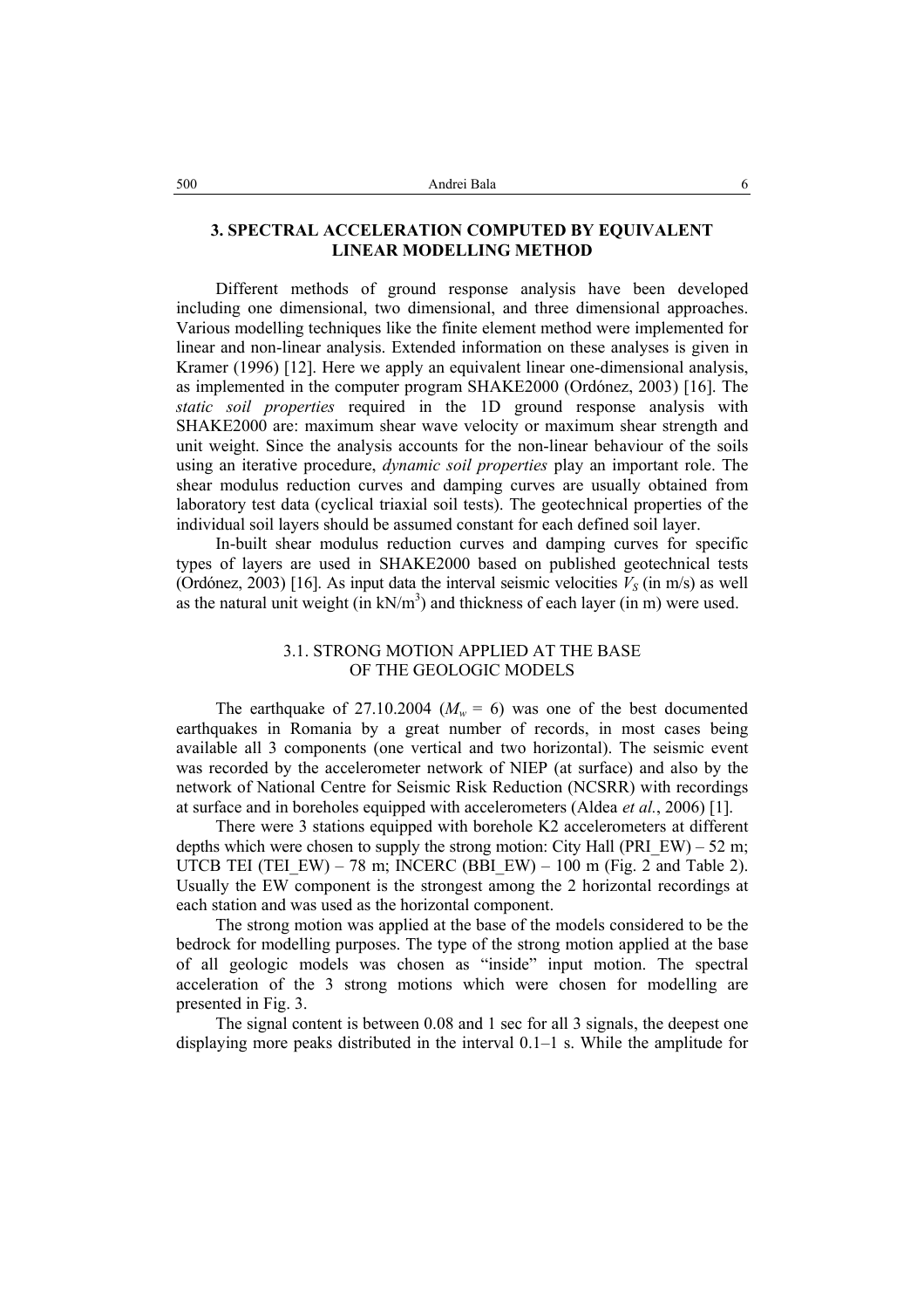## 3. SPECTRAL ACCELERATION COMPUTED BY EQUIVALENT LINEAR MODELLING METHOD

Different methods of ground response analysis have been developed including one dimensional, two dimensional, and three dimensional approaches. Various modelling techniques like the finite element method were implemented for linear and non-linear analysis. Extended information on these analyses is given in Kramer (1996) [12]. Here we apply an equivalent linear one-dimensional analysis, as implemented in the computer program SHAKE2000 (Ordónez, 2003) [16]. The *static soil properties* required in the 1D ground response analysis with SHAKE2000 are: maximum shear wave velocity or maximum shear strength and unit weight. Since the analysis accounts for the non-linear behaviour of the soils using an iterative procedure, *dynamic soil properties* play an important role. The shear modulus reduction curves and damping curves are usually obtained from laboratory test data (cyclical triaxial soil tests). The geotechnical properties of the individual soil layers should be assumed constant for each defined soil layer.

In-built shear modulus reduction curves and damping curves for specific types of layers are used in SHAKE2000 based on published geotechnical tests (Ordónez, 2003) [16]. As input data the interval seismic velocities $V_S$ (in m/s) as well as the natural unit weight (in kN/m$^3$) and thickness of each layer (in m) were used.

### 3.1. STRONG MOTION APPLIED AT THE BASE OF THE GEOLOGIC MODELS

The earthquake of 27.10.2004 ($M_w$ = 6) was one of the best documented earthquakes in Romania by a great number of records, in most cases being available all 3 components (one vertical and two horizontal). The seismic event was recorded by the accelerometer network of NIEP (at surface) and also by the network of National Centre for Seismic Risk Reduction (NCSRR) with recordings at surface and in boreholes equipped with accelerometers (Aldea *et al.*, 2006) [1].

There were 3 stations equipped with borehole K2 accelerometers at different depths which were chosen to supply the strong motion: City Hall (PRI_EW) – 52 m; UTCB TEI (TEI_EW) – 78 m; INCERC (BBI_EW) – 100 m (Fig. 2 and Table 2). Usually the EW component is the strongest among the 2 horizontal recordings at each station and was used as the horizontal component.

The strong motion was applied at the base of the models considered to be the bedrock for modelling purposes. The type of the strong motion applied at the base of all geologic models was chosen as "inside" input motion. The spectral acceleration of the 3 strong motions which were chosen for modelling are presented in Fig. 3.

The signal content is between 0.08 and 1 sec for all 3 signals, the deepest one displaying more peaks distributed in the interval 0.1–1 s. While the amplitude for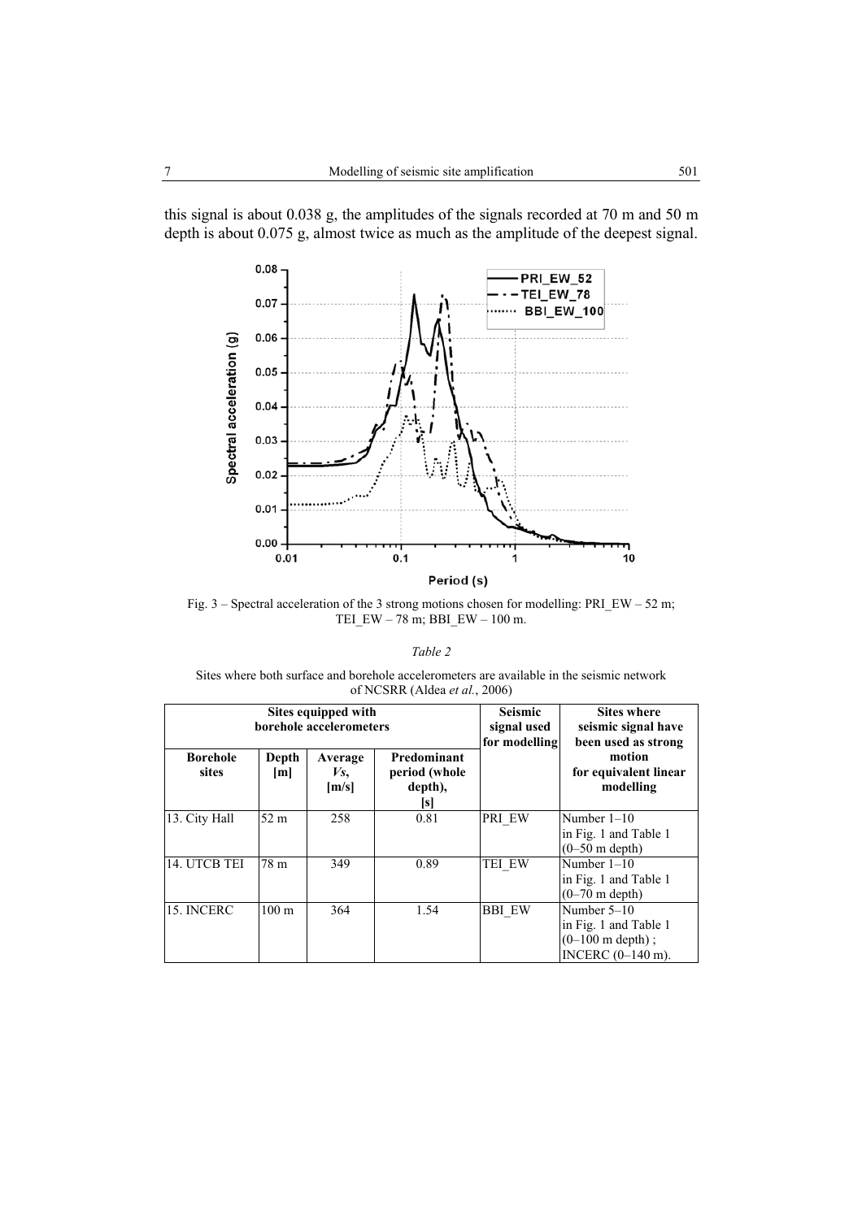this signal is about 0.038 g, the amplitudes of the signals recorded at 70 m and 50 m depth is about 0.075 g, almost twice as much as the amplitude of the deepest signal.

Fig. 3 – Spectral acceleration of the 3 strong motions chosen for modelling: PRI_EW – 52 m; TEI_EW – 78 m; BBI_EW – 100 m.

*Table 2*

Sites where both surface and borehole accelerometers are available in the seismic network of NCSRR (Aldea *et al.*, 2006)

| Sites equipped with borehole accelerometers | | | | Seismic signal used for modelling | Sites where seismic signal have been used as strong motion for equivalent linear modelling |
|---|---|---|---|---|---|
| **Borehole sites** | **Depth [m]** | **Average *Vs*, [m/s]** | **Predominant period (whole depth), [s]** | | |
| 13. City Hall | 52 m | 258 | 0.81 | PRI_EW | Number 1–10 in Fig. 1 and Table 1 (0–50 m depth) |
| 14. UTCB TEI | 78 m | 349 | 0.89 | TEI_EW | Number 1–10 in Fig. 1 and Table 1 (0–70 m depth) |
| 15. INCERC | 100 m | 364 | 1.54 | BBI_EW | Number 5–10 in Fig. 1 and Table 1 (0–100 m depth) ; INCERC (0–140 m). |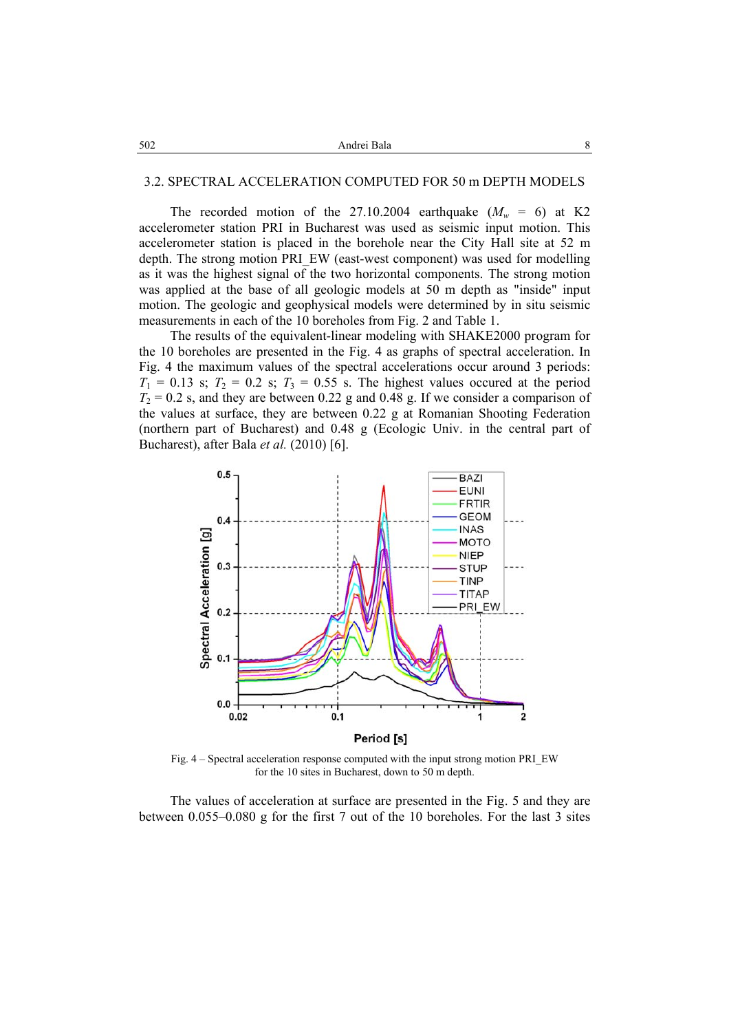### 3.2. SPECTRAL ACCELERATION COMPUTED FOR 50 m DEPTH MODELS

The recorded motion of the 27.10.2004 earthquake ($M_w$ = 6) at K2 accelerometer station PRI in Bucharest was used as seismic input motion. This accelerometer station is placed in the borehole near the City Hall site at 52 m depth. The strong motion PRI_EW (east-west component) was used for modelling as it was the highest signal of the two horizontal components. The strong motion was applied at the base of all geologic models at 50 m depth as "inside" input motion. The geologic and geophysical models were determined by in situ seismic measurements in each of the 10 boreholes from Fig. 2 and Table 1.

The results of the equivalent-linear modeling with SHAKE2000 program for the 10 boreholes are presented in the Fig. 4 as graphs of spectral acceleration. In Fig. 4 the maximum values of the spectral accelerations occur around 3 periods: $T_1$ = 0.13 s; $T_2$ = 0.2 s; $T_3$ = 0.55 s. The highest values occured at the period $T_2$ = 0.2 s, and they are between 0.22 g and 0.48 g. If we consider a comparison of the values at surface, they are between 0.22 g at Romanian Shooting Federation (northern part of Bucharest) and 0.48 g (Ecologic Univ. in the central part of Bucharest), after Bala *et al.* (2010) [6].

Fig. 4 – Spectral acceleration response computed with the input strong motion PRI_EW for the 10 sites in Bucharest, down to 50 m depth.

The values of acceleration at surface are presented in the Fig. 5 and they are between 0.055–0.080 g for the first 7 out of the 10 boreholes. For the last 3 sites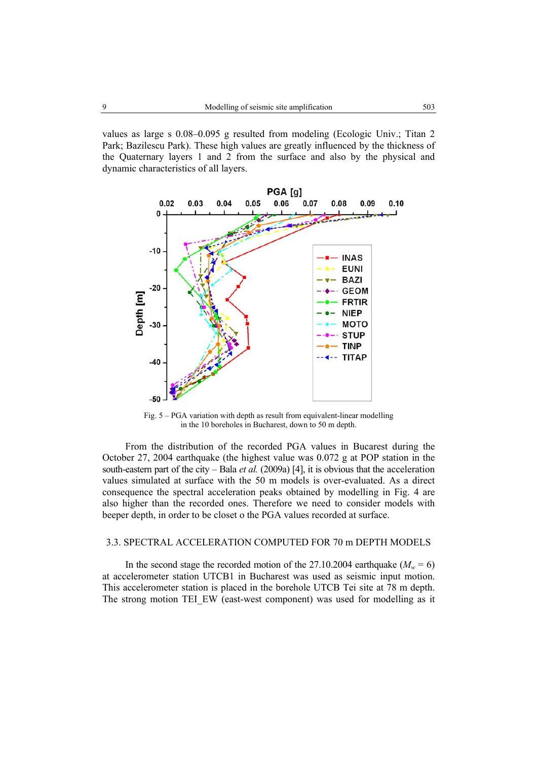values as large s 0.08–0.095 g resulted from modeling (Ecologic Univ.; Titan 2 Park; Bazilescu Park). These high values are greatly influenced by the thickness of the Quaternary layers 1 and 2 from the surface and also by the physical and dynamic characteristics of all layers.

Fig. 5 – PGA variation with depth as result from equivalent-linear modelling in the 10 boreholes in Bucharest, down to 50 m depth.

From the distribution of the recorded PGA values in Bucarest during the October 27, 2004 earthquake (the highest value was 0.072 g at POP station in the south-eastern part of the city – Bala *et al.* (2009a) [4], it is obvious that the acceleration values simulated at surface with the 50 m models is over-evaluated. As a direct consequence the spectral acceleration peaks obtained by modelling in Fig. 4 are also higher than the recorded ones. Therefore we need to consider models with beeper depth, in order to be closet o the PGA values recorded at surface.

### 3.3. SPECTRAL ACCELERATION COMPUTED FOR 70 m DEPTH MODELS

In the second stage the recorded motion of the 27.10.2004 earthquake ($M_w = 6$) at accelerometer station UTCB1 in Bucharest was used as seismic input motion. This accelerometer station is placed in the borehole UTCB Tei site at 78 m depth. The strong motion TEI_EW (east-west component) was used for modelling as it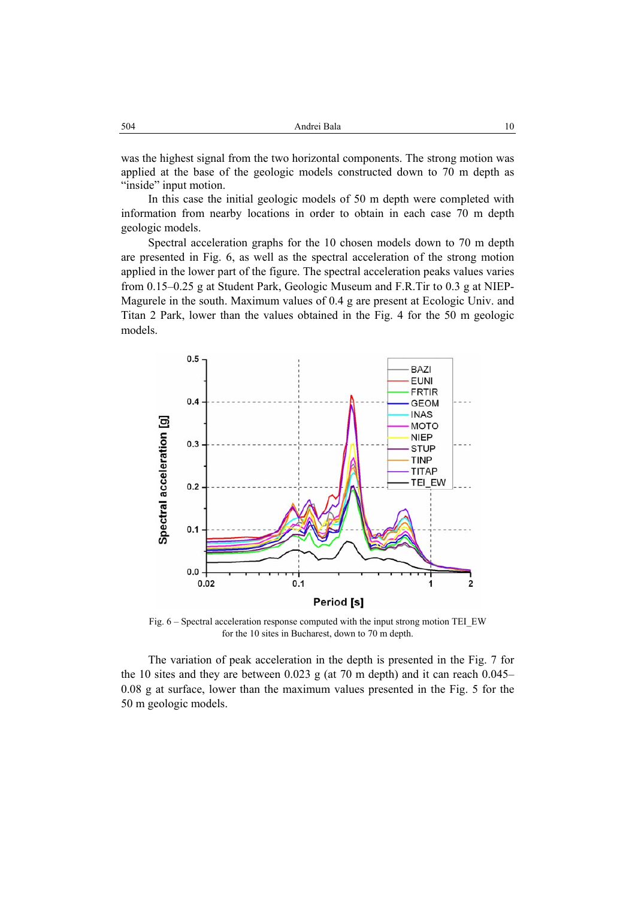was the highest signal from the two horizontal components. The strong motion was applied at the base of the geologic models constructed down to 70 m depth as "inside" input motion.

In this case the initial geologic models of 50 m depth were completed with information from nearby locations in order to obtain in each case 70 m depth geologic models.

Spectral acceleration graphs for the 10 chosen models down to 70 m depth are presented in Fig. 6, as well as the spectral acceleration of the strong motion applied in the lower part of the figure. The spectral acceleration peaks values varies from 0.15–0.25 g at Student Park, Geologic Museum and F.R.Tir to 0.3 g at NIEP-Magurele in the south. Maximum values of 0.4 g are present at Ecologic Univ. and Titan 2 Park, lower than the values obtained in the Fig. 4 for the 50 m geologic models.

Fig. 6 – Spectral acceleration response computed with the input strong motion TEI_EW for the 10 sites in Bucharest, down to 70 m depth.

The variation of peak acceleration in the depth is presented in the Fig. 7 for the 10 sites and they are between 0.023 g (at 70 m depth) and it can reach 0.045–0.08 g at surface, lower than the maximum values presented in the Fig. 5 for the 50 m geologic models.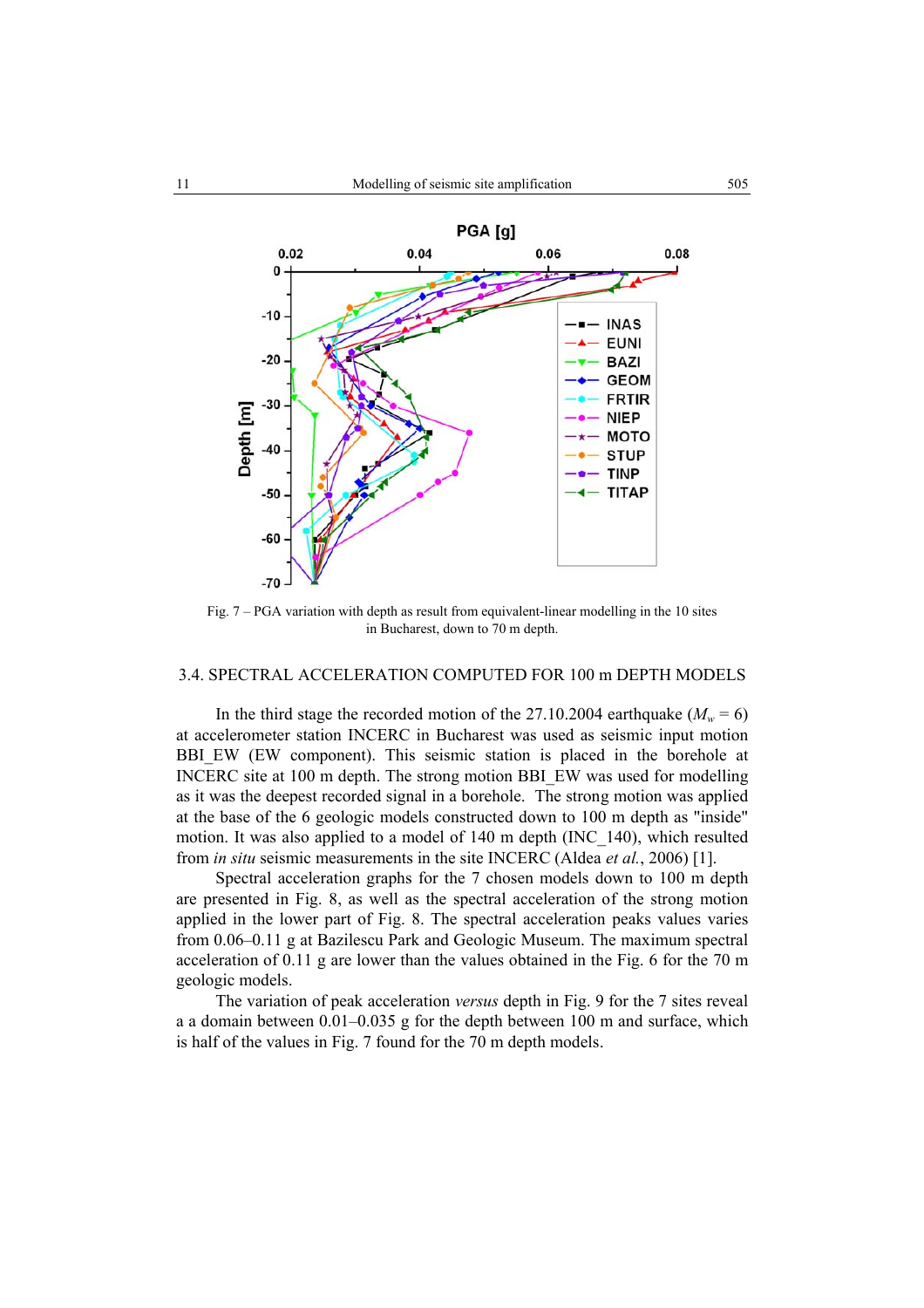Fig. 7 – PGA variation with depth as result from equivalent-linear modelling in the 10 sites in Bucharest, down to 70 m depth.

### 3.4. SPECTRAL ACCELERATION COMPUTED FOR 100 m DEPTH MODELS

In the third stage the recorded motion of the 27.10.2004 earthquake ($M_w = 6$) at accelerometer station INCERC in Bucharest was used as seismic input motion BBI_EW (EW component). This seismic station is placed in the borehole at INCERC site at 100 m depth. The strong motion BBI_EW was used for modelling as it was the deepest recorded signal in a borehole. The strong motion was applied at the base of the 6 geologic models constructed down to 100 m depth as "inside" motion. It was also applied to a model of 140 m depth (INC_140), which resulted from *in situ* seismic measurements in the site INCERC (Aldea *et al.*, 2006) [1].

Spectral acceleration graphs for the 7 chosen models down to 100 m depth are presented in Fig. 8, as well as the spectral acceleration of the strong motion applied in the lower part of Fig. 8. The spectral acceleration peaks values varies from 0.06–0.11 g at Bazilescu Park and Geologic Museum. The maximum spectral acceleration of 0.11 g are lower than the values obtained in the Fig. 6 for the 70 m geologic models.

The variation of peak acceleration *versus* depth in Fig. 9 for the 7 sites reveal a a domain between 0.01–0.035 g for the depth between 100 m and surface, which is half of the values in Fig. 7 found for the 70 m depth models.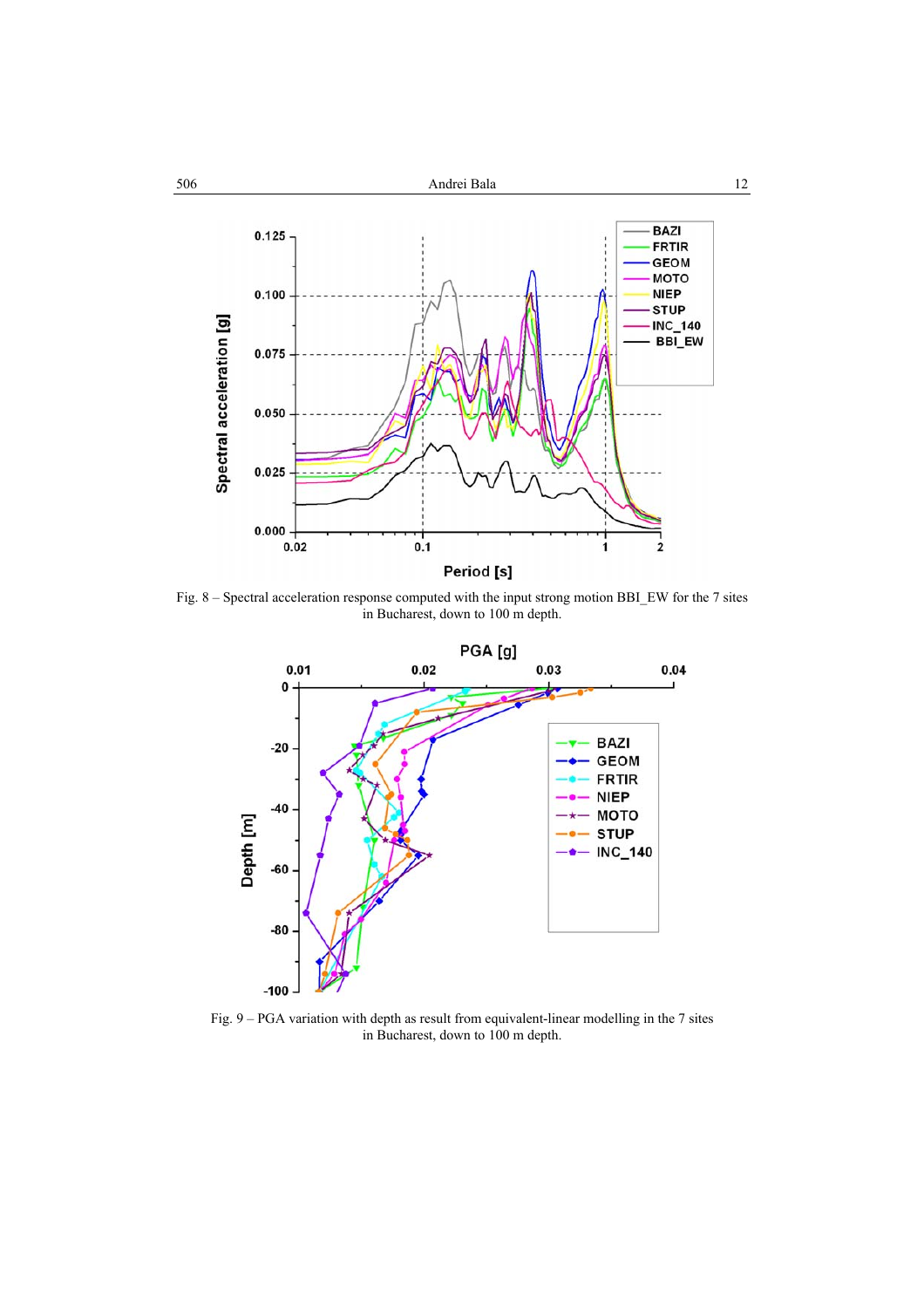Fig. 8 – Spectral acceleration response computed with the input strong motion BBI_EW for the 7 sites in Bucharest, down to 100 m depth.

Fig. 9 – PGA variation with depth as result from equivalent-linear modelling in the 7 sites in Bucharest, down to 100 m depth.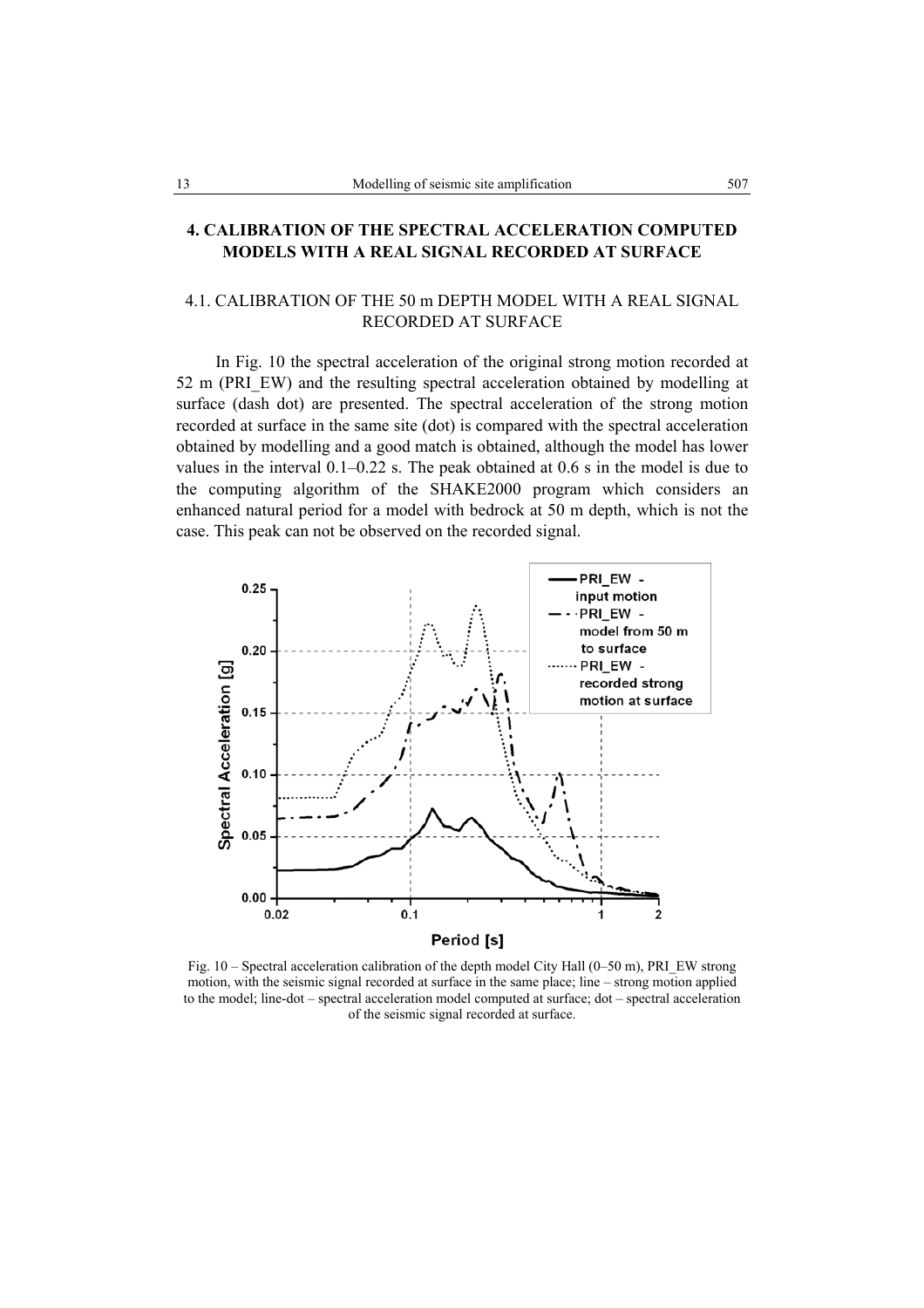## 4. CALIBRATION OF THE SPECTRAL ACCELERATION COMPUTED MODELS WITH A REAL SIGNAL RECORDED AT SURFACE

### 4.1. CALIBRATION OF THE 50 m DEPTH MODEL WITH A REAL SIGNAL RECORDED AT SURFACE

In Fig. 10 the spectral acceleration of the original strong motion recorded at 52 m (PRI_EW) and the resulting spectral acceleration obtained by modelling at surface (dash dot) are presented. The spectral acceleration of the strong motion recorded at surface in the same site (dot) is compared with the spectral acceleration obtained by modelling and a good match is obtained, although the model has lower values in the interval 0.1–0.22 s. The peak obtained at 0.6 s in the model is due to the computing algorithm of the SHAKE2000 program which considers an enhanced natural period for a model with bedrock at 50 m depth, which is not the case. This peak can not be observed on the recorded signal.

Fig. 10 – Spectral acceleration calibration of the depth model City Hall (0–50 m), PRI_EW strong motion, with the seismic signal recorded at surface in the same place; line – strong motion applied to the model; line-dot – spectral acceleration model computed at surface; dot – spectral acceleration of the seismic signal recorded at surface.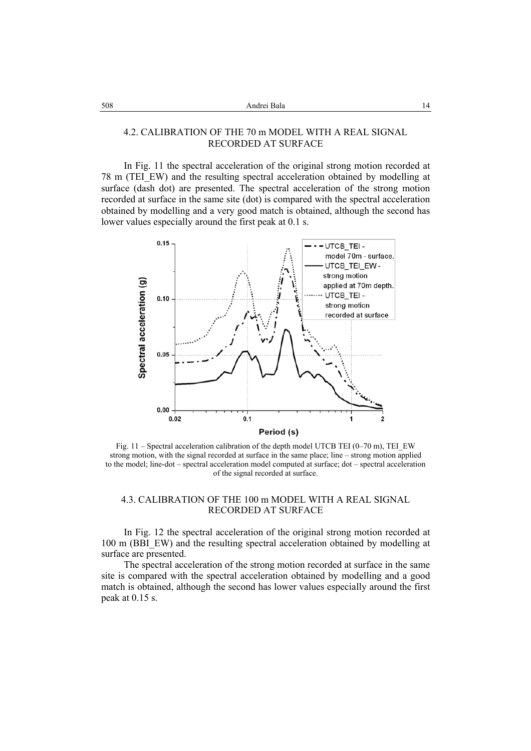## 4.2. CALIBRATION OF THE 70 m MODEL WITH A REAL SIGNAL RECORDED AT SURFACE

In Fig. 11 the spectral acceleration of the original strong motion recorded at 78 m (TEI_EW) and the resulting spectral acceleration obtained by modelling at surface (dash dot) are presented. The spectral acceleration of the strong motion recorded at surface in the same site (dot) is compared with the spectral acceleration obtained by modelling and a very good match is obtained, although the second has lower values especially around the first peak at 0.1 s.

Fig. 11 – Spectral acceleration calibration of the depth model UTCB TEI (0–70 m), TEI_EW strong motion, with the signal recorded at surface in the same place; line – strong motion applied to the model; line-dot – spectral acceleration model computed at surface; dot – spectral acceleration of the signal recorded at surface.

## 4.3. CALIBRATION OF THE 100 m MODEL WITH A REAL SIGNAL RECORDED AT SURFACE

In Fig. 12 the spectral acceleration of the original strong motion recorded at 100 m (BBI_EW) and the resulting spectral acceleration obtained by modelling at surface are presented.

The spectral acceleration of the strong motion recorded at surface in the same site is compared with the spectral acceleration obtained by modelling and a good match is obtained, although the second has lower values especially around the first peak at 0.15 s.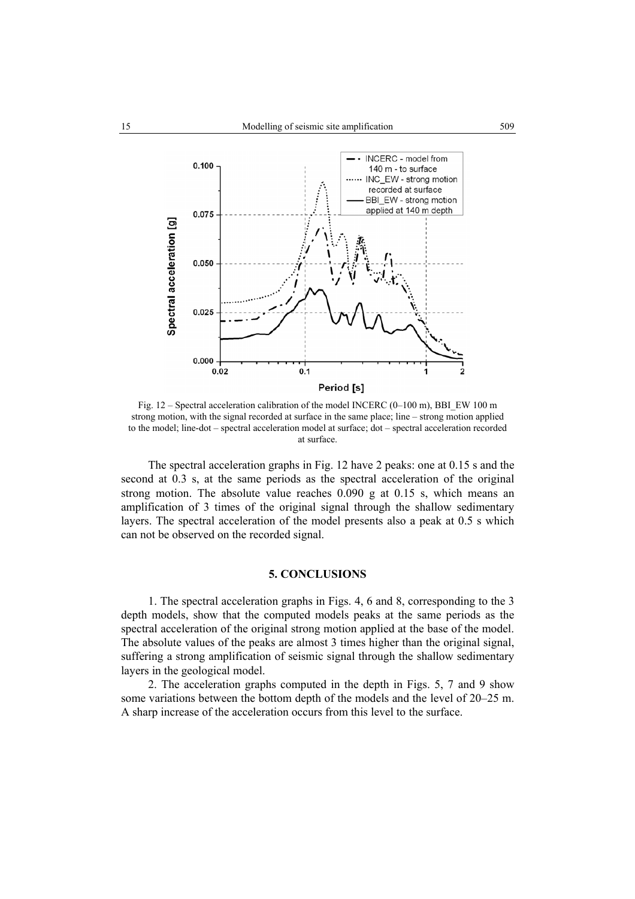Fig. 12 – Spectral acceleration calibration of the model INCERC (0–100 m), BBI_EW 100 m strong motion, with the signal recorded at surface in the same place; line – strong motion applied to the model; line-dot – spectral acceleration model at surface; dot – spectral acceleration recorded at surface.

The spectral acceleration graphs in Fig. 12 have 2 peaks: one at 0.15 s and the second at 0.3 s, at the same periods as the spectral acceleration of the original strong motion. The absolute value reaches 0.090 g at 0.15 s, which means an amplification of 3 times of the original signal through the shallow sedimentary layers. The spectral acceleration of the model presents also a peak at 0.5 s which can not be observed on the recorded signal.

## 5. CONCLUSIONS

1. The spectral acceleration graphs in Figs. 4, 6 and 8, corresponding to the 3 depth models, show that the computed models peaks at the same periods as the spectral acceleration of the original strong motion applied at the base of the model. The absolute values of the peaks are almost 3 times higher than the original signal, suffering a strong amplification of seismic signal through the shallow sedimentary layers in the geological model.

2. The acceleration graphs computed in the depth in Figs. 5, 7 and 9 show some variations between the bottom depth of the models and the level of 20–25 m. A sharp increase of the acceleration occurs from this level to the surface.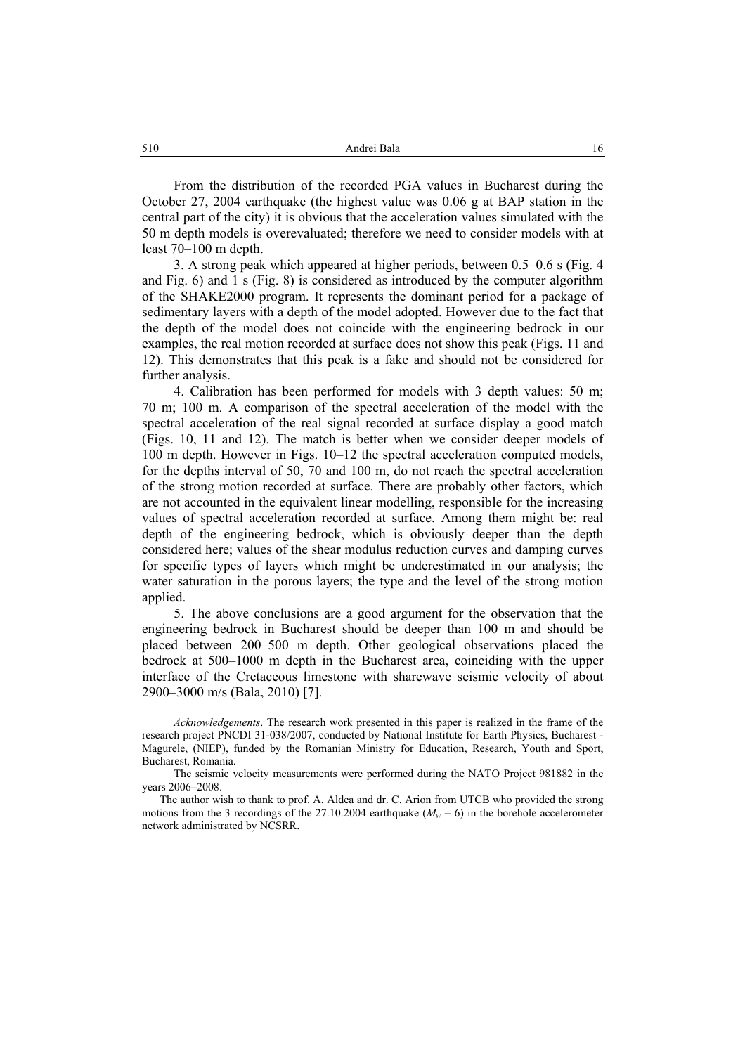From the distribution of the recorded PGA values in Bucharest during the October 27, 2004 earthquake (the highest value was 0.06 g at BAP station in the central part of the city) it is obvious that the acceleration values simulated with the 50 m depth models is overevaluated; therefore we need to consider models with at least 70–100 m depth.

3. A strong peak which appeared at higher periods, between 0.5–0.6 s (Fig. 4 and Fig. 6) and 1 s (Fig. 8) is considered as introduced by the computer algorithm of the SHAKE2000 program. It represents the dominant period for a package of sedimentary layers with a depth of the model adopted. However due to the fact that the depth of the model does not coincide with the engineering bedrock in our examples, the real motion recorded at surface does not show this peak (Figs. 11 and 12). This demonstrates that this peak is a fake and should not be considered for further analysis.

4. Calibration has been performed for models with 3 depth values: 50 m; 70 m; 100 m. A comparison of the spectral acceleration of the model with the spectral acceleration of the real signal recorded at surface display a good match (Figs. 10, 11 and 12). The match is better when we consider deeper models of 100 m depth. However in Figs. 10–12 the spectral acceleration computed models, for the depths interval of 50, 70 and 100 m, do not reach the spectral acceleration of the strong motion recorded at surface. There are probably other factors, which are not accounted in the equivalent linear modelling, responsible for the increasing values of spectral acceleration recorded at surface. Among them might be: real depth of the engineering bedrock, which is obviously deeper than the depth considered here; values of the shear modulus reduction curves and damping curves for specific types of layers which might be underestimated in our analysis; the water saturation in the porous layers; the type and the level of the strong motion applied.

5. The above conclusions are a good argument for the observation that the engineering bedrock in Bucharest should be deeper than 100 m and should be placed between 200–500 m depth. Other geological observations placed the bedrock at 500–1000 m depth in the Bucharest area, coinciding with the upper interface of the Cretaceous limestone with sharewave seismic velocity of about 2900–3000 m/s (Bala, 2010) [7].

*Acknowledgements*. The research work presented in this paper is realized in the frame of the research project PNCDI 31-038/2007, conducted by National Institute for Earth Physics, Bucharest - Magurele, (NIEP), funded by the Romanian Ministry for Education, Research, Youth and Sport, Bucharest, Romania.

The seismic velocity measurements were performed during the NATO Project 981882 in the years 2006–2008.

The author wish to thank to prof. A. Aldea and dr. C. Arion from UTCB who provided the strong motions from the 3 recordings of the 27.10.2004 earthquake ($M_w$ = 6) in the borehole accelerometer network administrated by NCSRR.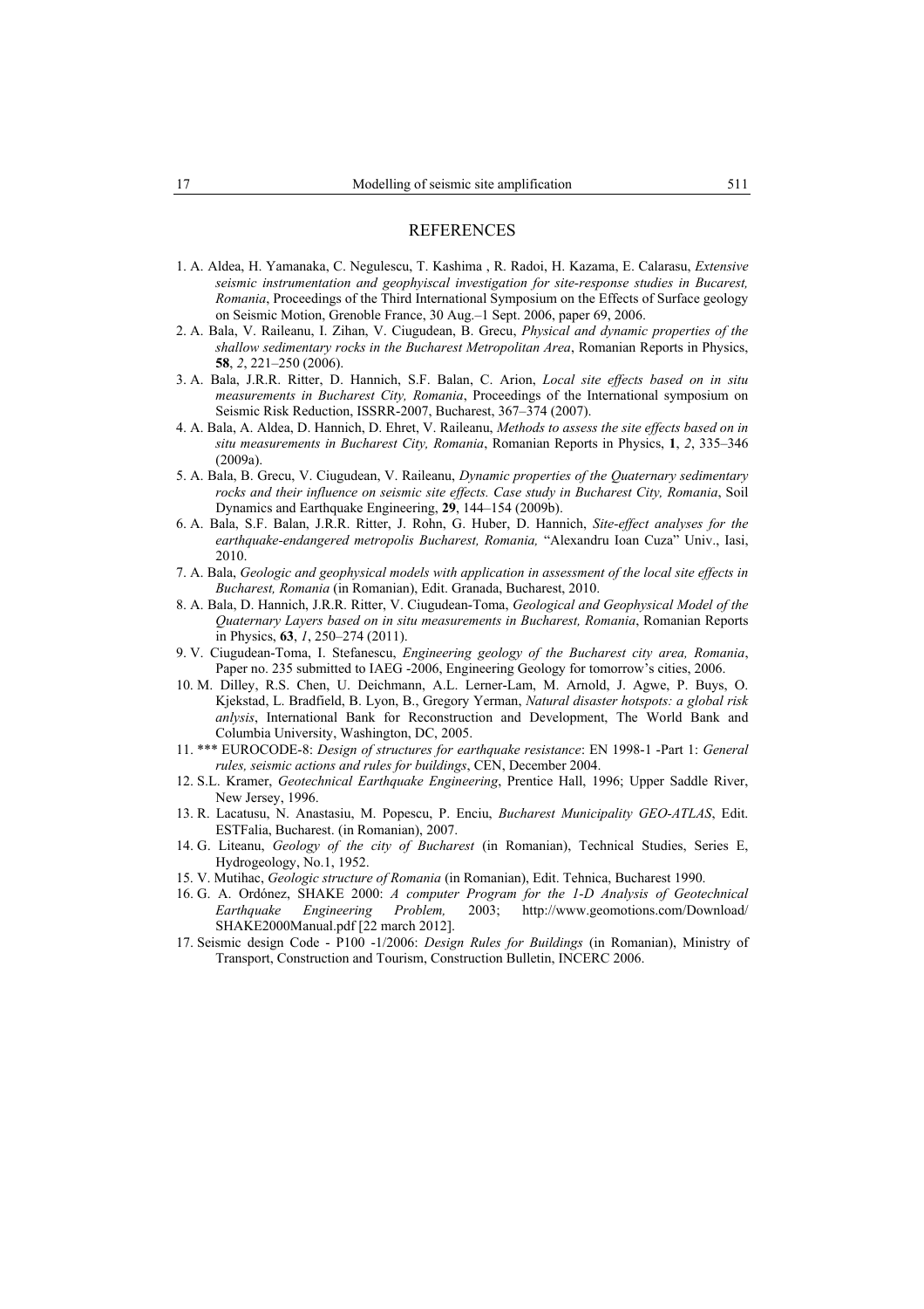## REFERENCES

1. A. Aldea, H. Yamanaka, C. Negulescu, T. Kashima , R. Radoi, H. Kazama, E. Calarasu, *Extensive seismic instrumentation and geophyiscal investigation for site-response studies in Bucarest, Romania*, Proceedings of the Third International Symposium on the Effects of Surface geology on Seismic Motion, Grenoble France, 30 Aug.–1 Sept. 2006, paper 69, 2006.
2. A. Bala, V. Raileanu, I. Zihan, V. Ciugudean, B. Grecu, *Physical and dynamic properties of the shallow sedimentary rocks in the Bucharest Metropolitan Area*, Romanian Reports in Physics, **58**, *2*, 221–250 (2006).
3. A. Bala, J.R.R. Ritter, D. Hannich, S.F. Balan, C. Arion, *Local site effects based on in situ measurements in Bucharest City, Romania*, Proceedings of the International symposium on Seismic Risk Reduction, ISSRR-2007, Bucharest, 367–374 (2007).
4. A. Bala, A. Aldea, D. Hannich, D. Ehret, V. Raileanu, *Methods to assess the site effects based on in situ measurements in Bucharest City, Romania*, Romanian Reports in Physics, **1**, *2*, 335–346 (2009a).
5. A. Bala, B. Grecu, V. Ciugudean, V. Raileanu, *Dynamic properties of the Quaternary sedimentary rocks and their influence on seismic site effects. Case study in Bucharest City, Romania*, Soil Dynamics and Earthquake Engineering, **29**, 144–154 (2009b).
6. A. Bala, S.F. Balan, J.R.R. Ritter, J. Rohn, G. Huber, D. Hannich, *Site-effect analyses for the earthquake-endangered metropolis Bucharest, Romania,* "Alexandru Ioan Cuza" Univ., Iasi, 2010.
7. A. Bala, *Geologic and geophysical models with application in assessment of the local site effects in Bucharest, Romania* (in Romanian), Edit. Granada, Bucharest, 2010.
8. A. Bala, D. Hannich, J.R.R. Ritter, V. Ciugudean-Toma, *Geological and Geophysical Model of the Quaternary Layers based on in situ measurements in Bucharest, Romania*, Romanian Reports in Physics, **63**, *1*, 250–274 (2011).
9. V. Ciugudean-Toma, I. Stefanescu, *Engineering geology of the Bucharest city area, Romania*, Paper no. 235 submitted to IAEG -2006, Engineering Geology for tomorrow's cities, 2006.
10. M. Dilley, R.S. Chen, U. Deichmann, A.L. Lerner-Lam, M. Arnold, J. Agwe, P. Buys, O. Kjekstad, L. Bradfield, B. Lyon, B., Gregory Yerman, *Natural disaster hotspots: a global risk anlysis*, International Bank for Reconstruction and Development, The World Bank and Columbia University, Washington, DC, 2005.
11. *** EUROCODE-8: *Design of structures for earthquake resistance*: EN 1998-1 -Part 1: *General rules, seismic actions and rules for buildings*, CEN, December 2004.
12. S.L. Kramer, *Geotechnical Earthquake Engineering*, Prentice Hall, 1996; Upper Saddle River, New Jersey, 1996.
13. R. Lacatusu, N. Anastasiu, M. Popescu, P. Enciu, *Bucharest Municipality GEO-ATLAS*, Edit. ESTFalia, Bucharest. (in Romanian), 2007.
14. G. Liteanu, *Geology of the city of Bucharest* (in Romanian), Technical Studies, Series E, Hydrogeology, No.1, 1952.
15. V. Mutihac, *Geologic structure of Romania* (in Romanian), Edit. Tehnica, Bucharest 1990.
16. G. A. Ordónez, SHAKE 2000: *A computer Program for the 1-D Analysis of Geotechnical Earthquake Engineering Problem,* 2003; http://www.geomotions.com/Download/SHAKE2000Manual.pdf [22 march 2012].
17. Seismic design Code - P100 -1/2006: *Design Rules for Buildings* (in Romanian), Ministry of Transport, Construction and Tourism, Construction Bulletin, INCERC 2006.